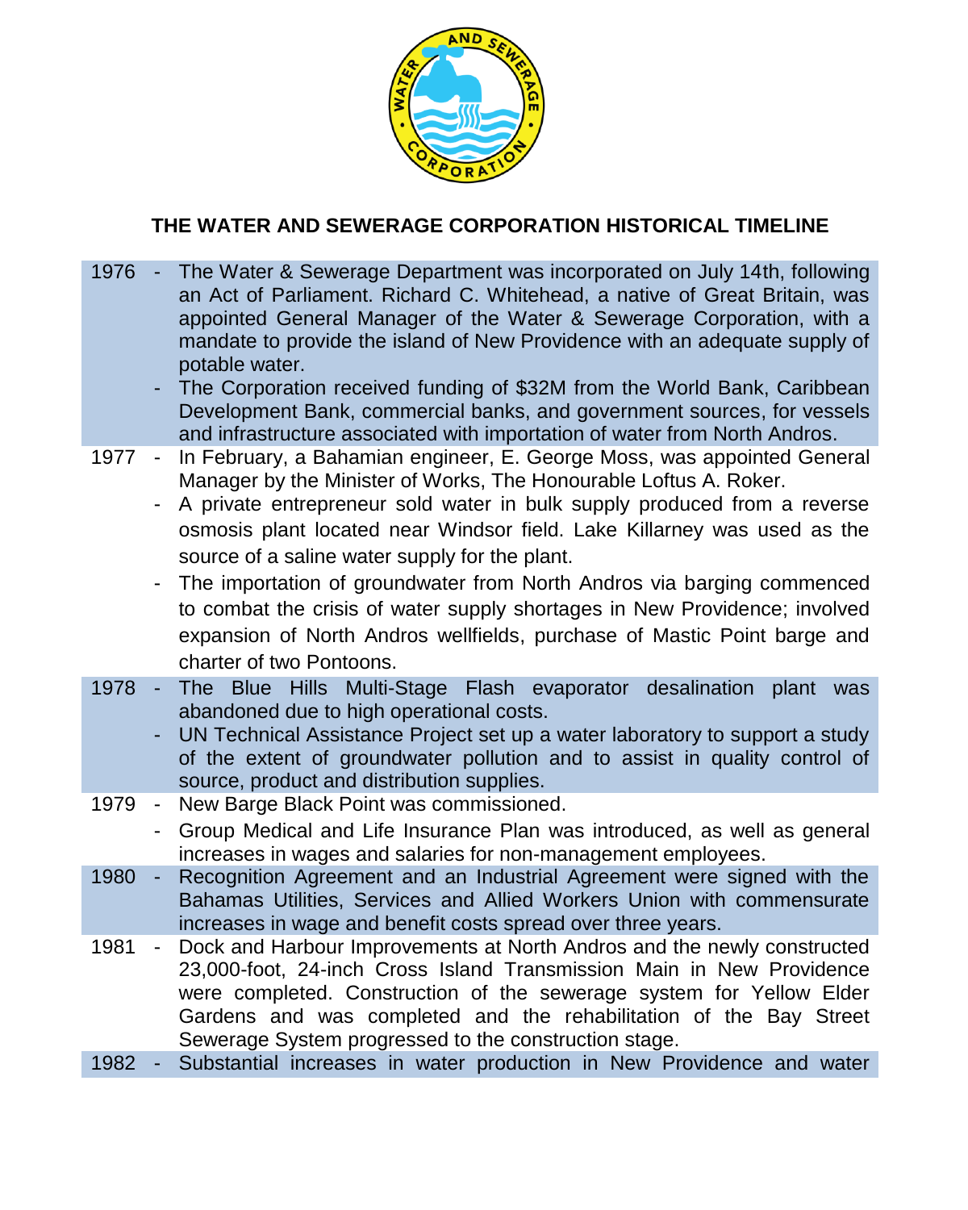# THE WATER AND SEWERAGE CORPORATION HISTORICAL TIMELINE

| Year | Events |
| --- | --- |
| 1976 | - The Water & Sewerage Department was incorporated on July 14th, following an Act of Parliament. Richard C. Whitehead, a native of Great Britain, was appointed General Manager of the Water & Sewerage Corporation, with a mandate to provide the island of New Providence with an adequate supply of potable water. <br> - The Corporation received funding of $32M from the World Bank, Caribbean Development Bank, commercial banks, and government sources, for vessels and infrastructure associated with importation of water from North Andros. |
| 1977 | - In February, a Bahamian engineer, E. George Moss, was appointed General Manager by the Minister of Works, The Honourable Loftus A. Roker. <br> - A private entrepreneur sold water in bulk supply produced from a reverse osmosis plant located near Windsor field. Lake Killarney was used as the source of a saline water supply for the plant. <br> - The importation of groundwater from North Andros via barging commenced to combat the crisis of water supply shortages in New Providence; involved expansion of North Andros wellfields, purchase of Mastic Point barge and charter of two Pontoons. |
| 1978 | - The Blue Hills Multi-Stage Flash evaporator desalination plant was abandoned due to high operational costs. <br> - UN Technical Assistance Project set up a water laboratory to support a study of the extent of groundwater pollution and to assist in quality control of source, product and distribution supplies. |
| 1979 | - New Barge Black Point was commissioned. <br> - Group Medical and Life Insurance Plan was introduced, as well as general increases in wages and salaries for non-management employees. |
| 1980 | - Recognition Agreement and an Industrial Agreement were signed with the Bahamas Utilities, Services and Allied Workers Union with commensurate increases in wage and benefit costs spread over three years. |
| 1981 | - Dock and Harbour Improvements at North Andros and the newly constructed 23,000-foot, 24-inch Cross Island Transmission Main in New Providence were completed. Construction of the sewerage system for Yellow Elder Gardens and was completed and the rehabilitation of the Bay Street Sewerage System progressed to the construction stage. |
| 1982 | - Substantial increases in water production in New Providence and water |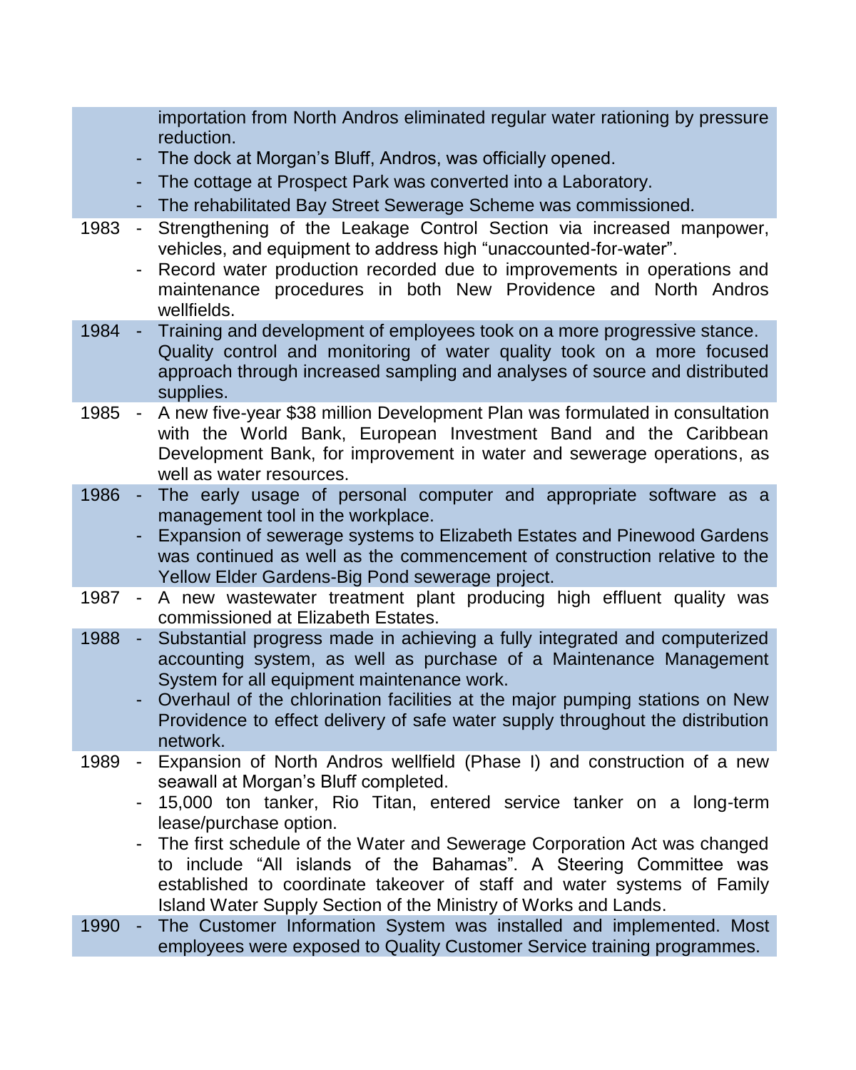| | |
|---|---|
| | importation from North Andros eliminated regular water rationing by pressure reduction.<br>- The dock at Morgan's Bluff, Andros, was officially opened.<br>- The cottage at Prospect Park was converted into a Laboratory.<br>- The rehabilitated Bay Street Sewerage Scheme was commissioned. |
| 1983 | - Strengthening of the Leakage Control Section via increased manpower, vehicles, and equipment to address high "unaccounted-for-water".<br>- Record water production recorded due to improvements in operations and maintenance procedures in both New Providence and North Andros wellfields. |
| 1984 | - Training and development of employees took on a more progressive stance. Quality control and monitoring of water quality took on a more focused approach through increased sampling and analyses of source and distributed supplies. |
| 1985 | - A new five-year $38 million Development Plan was formulated in consultation with the World Bank, European Investment Band and the Caribbean Development Bank, for improvement in water and sewerage operations, as well as water resources. |
| 1986 | - The early usage of personal computer and appropriate software as a management tool in the workplace.<br>- Expansion of sewerage systems to Elizabeth Estates and Pinewood Gardens was continued as well as the commencement of construction relative to the Yellow Elder Gardens-Big Pond sewerage project. |
| 1987 | - A new wastewater treatment plant producing high effluent quality was commissioned at Elizabeth Estates. |
| 1988 | - Substantial progress made in achieving a fully integrated and computerized accounting system, as well as purchase of a Maintenance Management System for all equipment maintenance work.<br>- Overhaul of the chlorination facilities at the major pumping stations on New Providence to effect delivery of safe water supply throughout the distribution network. |
| 1989 | - Expansion of North Andros wellfield (Phase I) and construction of a new seawall at Morgan's Bluff completed.<br>- 15,000 ton tanker, Rio Titan, entered service tanker on a long-term lease/purchase option.<br>- The first schedule of the Water and Sewerage Corporation Act was changed to include "All islands of the Bahamas". A Steering Committee was established to coordinate takeover of staff and water systems of Family Island Water Supply Section of the Ministry of Works and Lands. |
| 1990 | - The Customer Information System was installed and implemented. Most employees were exposed to Quality Customer Service training programmes. |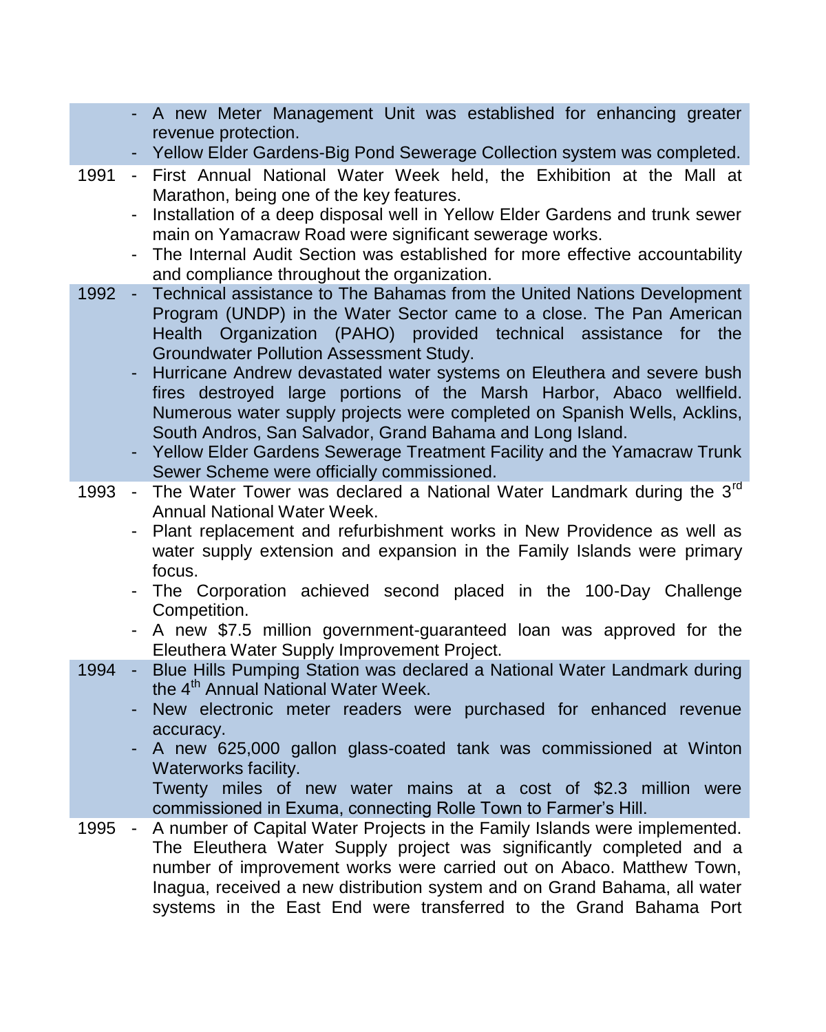| Year | Events |
|---|---|
| | - A new Meter Management Unit was established for enhancing greater revenue protection.<br>- Yellow Elder Gardens-Big Pond Sewerage Collection system was completed. |
| 1991 | - First Annual National Water Week held, the Exhibition at the Mall at Marathon, being one of the key features.<br>- Installation of a deep disposal well in Yellow Elder Gardens and trunk sewer main on Yamacraw Road were significant sewerage works.<br>- The Internal Audit Section was established for more effective accountability and compliance throughout the organization. |
| 1992 | - Technical assistance to The Bahamas from the United Nations Development Program (UNDP) in the Water Sector came to a close. The Pan American Health Organization (PAHO) provided technical assistance for the Groundwater Pollution Assessment Study.<br>- Hurricane Andrew devastated water systems on Eleuthera and severe bush fires destroyed large portions of the Marsh Harbor, Abaco wellfield. Numerous water supply projects were completed on Spanish Wells, Acklins, South Andros, San Salvador, Grand Bahama and Long Island.<br>- Yellow Elder Gardens Sewerage Treatment Facility and the Yamacraw Trunk Sewer Scheme were officially commissioned. |
| 1993 | - The Water Tower was declared a National Water Landmark during the 3rd Annual National Water Week.<br>- Plant replacement and refurbishment works in New Providence as well as water supply extension and expansion in the Family Islands were primary focus.<br>- The Corporation achieved second placed in the 100-Day Challenge Competition.<br>- A new $7.5 million government-guaranteed loan was approved for the Eleuthera Water Supply Improvement Project. |
| 1994 | - Blue Hills Pumping Station was declared a National Water Landmark during the 4th Annual National Water Week.<br>- New electronic meter readers were purchased for enhanced revenue accuracy.<br>- A new 625,000 gallon glass-coated tank was commissioned at Winton Waterworks facility.<br>Twenty miles of new water mains at a cost of $2.3 million were commissioned in Exuma, connecting Rolle Town to Farmer's Hill. |
| 1995 | - A number of Capital Water Projects in the Family Islands were implemented. The Eleuthera Water Supply project was significantly completed and a number of improvement works were carried out on Abaco. Matthew Town, Inagua, received a new distribution system and on Grand Bahama, all water systems in the East End were transferred to the Grand Bahama Port |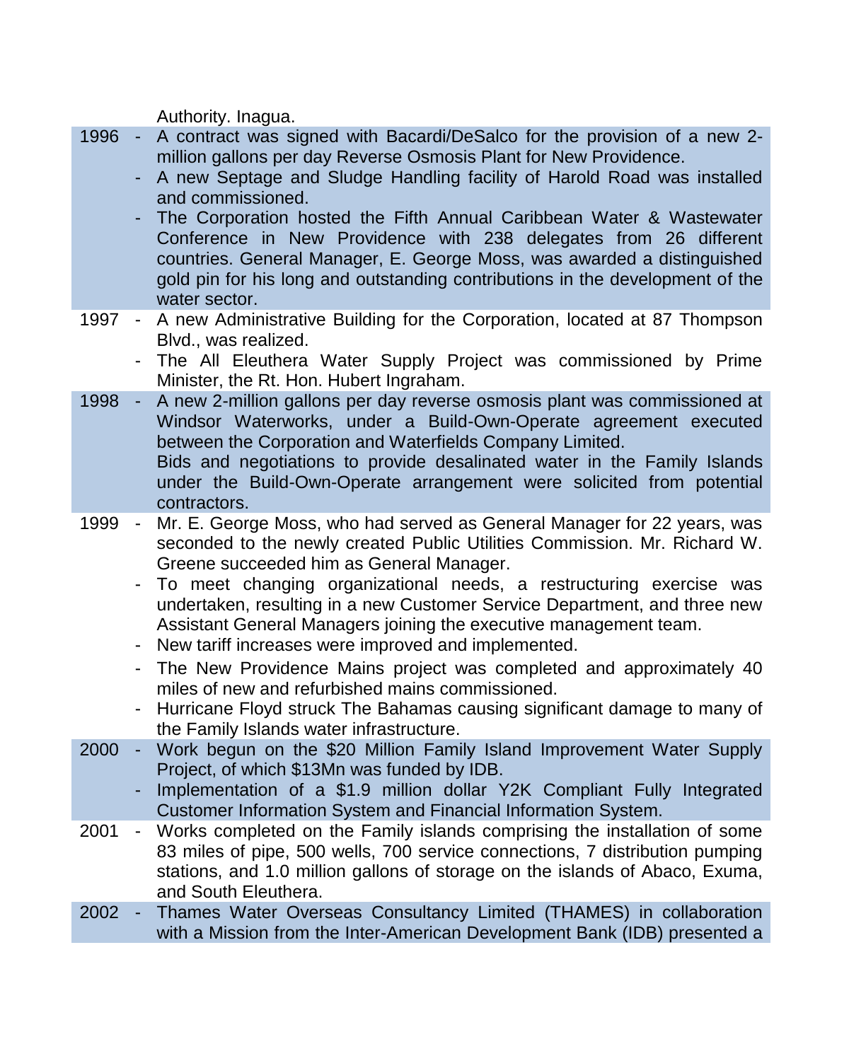Authority. Inagua.

| Year | Event |
|---|---|
| 1996 | - A contract was signed with Bacardi/DeSalco for the provision of a new 2-million gallons per day Reverse Osmosis Plant for New Providence.<br>- A new Septage and Sludge Handling facility of Harold Road was installed and commissioned.<br>- The Corporation hosted the Fifth Annual Caribbean Water & Wastewater Conference in New Providence with 238 delegates from 26 different countries. General Manager, E. George Moss, was awarded a distinguished gold pin for his long and outstanding contributions in the development of the water sector. |
| 1997 | - A new Administrative Building for the Corporation, located at 87 Thompson Blvd., was realized.<br>- The All Eleuthera Water Supply Project was commissioned by Prime Minister, the Rt. Hon. Hubert Ingraham. |
| 1998 | - A new 2-million gallons per day reverse osmosis plant was commissioned at Windsor Waterworks, under a Build-Own-Operate agreement executed between the Corporation and Waterfields Company Limited.<br>Bids and negotiations to provide desalinated water in the Family Islands under the Build-Own-Operate arrangement were solicited from potential contractors. |
| 1999 | - Mr. E. George Moss, who had served as General Manager for 22 years, was seconded to the newly created Public Utilities Commission. Mr. Richard W. Greene succeeded him as General Manager.<br>- To meet changing organizational needs, a restructuring exercise was undertaken, resulting in a new Customer Service Department, and three new Assistant General Managers joining the executive management team.<br>- New tariff increases were improved and implemented.<br>- The New Providence Mains project was completed and approximately 40 miles of new and refurbished mains commissioned.<br>- Hurricane Floyd struck The Bahamas causing significant damage to many of the Family Islands water infrastructure. |
| 2000 | - Work begun on the $20 Million Family Island Improvement Water Supply Project, of which $13Mn was funded by IDB.<br>- Implementation of a $1.9 million dollar Y2K Compliant Fully Integrated Customer Information System and Financial Information System. |
| 2001 | - Works completed on the Family islands comprising the installation of some 83 miles of pipe, 500 wells, 700 service connections, 7 distribution pumping stations, and 1.0 million gallons of storage on the islands of Abaco, Exuma, and South Eleuthera. |
| 2002 | - Thames Water Overseas Consultancy Limited (THAMES) in collaboration with a Mission from the Inter-American Development Bank (IDB) presented a |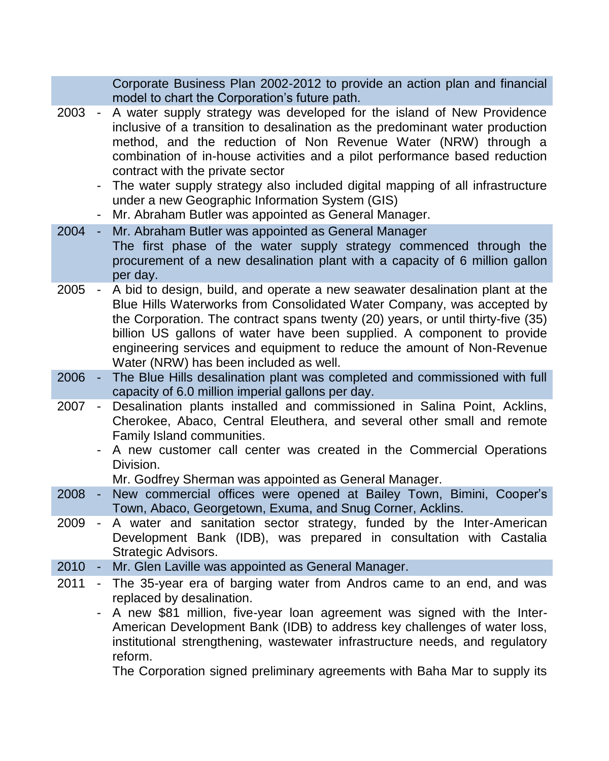| Year | | Event |
|---|---|---|
| | | Corporate Business Plan 2002-2012 to provide an action plan and financial model to chart the Corporation's future path. |
| 2003 | - | A water supply strategy was developed for the island of New Providence inclusive of a transition to desalination as the predominant water production method, and the reduction of Non Revenue Water (NRW) through a combination of in-house activities and a pilot performance based reduction contract with the private sector |
| | - | The water supply strategy also included digital mapping of all infrastructure under a new Geographic Information System (GIS) |
| | - | Mr. Abraham Butler was appointed as General Manager. |
| 2004 | - | Mr. Abraham Butler was appointed as General Manager<br>The first phase of the water supply strategy commenced through the procurement of a new desalination plant with a capacity of 6 million gallon per day. |
| 2005 | - | A bid to design, build, and operate a new seawater desalination plant at the Blue Hills Waterworks from Consolidated Water Company, was accepted by the Corporation. The contract spans twenty (20) years, or until thirty-five (35) billion US gallons of water have been supplied. A component to provide engineering services and equipment to reduce the amount of Non-Revenue Water (NRW) has been included as well. |
| 2006 | - | The Blue Hills desalination plant was completed and commissioned with full capacity of 6.0 million imperial gallons per day. |
| 2007 | - | Desalination plants installed and commissioned in Salina Point, Acklins, Cherokee, Abaco, Central Eleuthera, and several other small and remote Family Island communities. |
| | - | A new customer call center was created in the Commercial Operations Division.<br>Mr. Godfrey Sherman was appointed as General Manager. |
| 2008 | - | New commercial offices were opened at Bailey Town, Bimini, Cooper's Town, Abaco, Georgetown, Exuma, and Snug Corner, Acklins. |
| 2009 | - | A water and sanitation sector strategy, funded by the Inter-American Development Bank (IDB), was prepared in consultation with Castalia Strategic Advisors. |
| 2010 | - | Mr. Glen Laville was appointed as General Manager. |
| 2011 | - | The 35-year era of barging water from Andros came to an end, and was replaced by desalination. |
| | - | A new $81 million, five-year loan agreement was signed with the Inter-American Development Bank (IDB) to address key challenges of water loss, institutional strengthening, wastewater infrastructure needs, and regulatory reform.<br>The Corporation signed preliminary agreements with Baha Mar to supply its |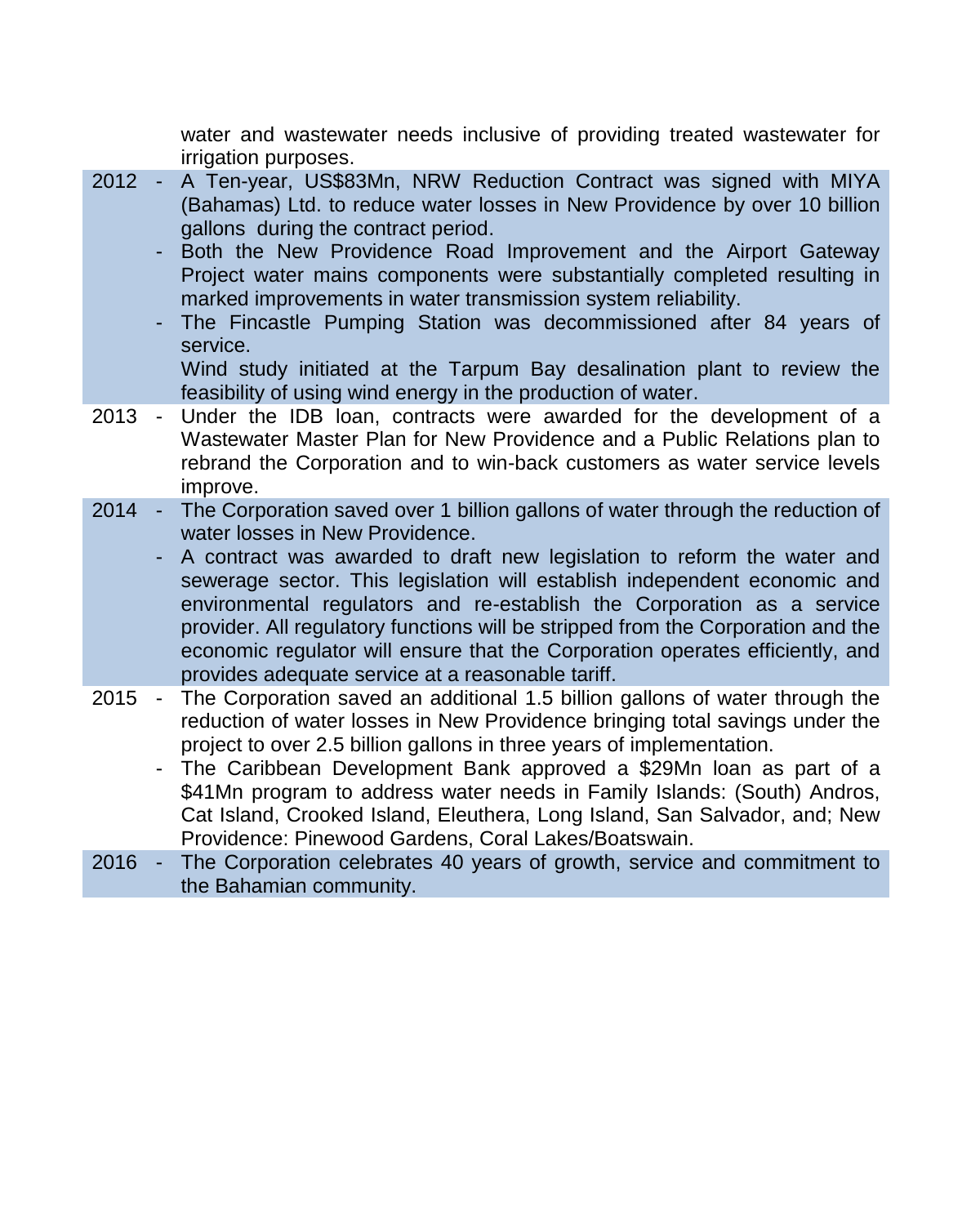water and wastewater needs inclusive of providing treated wastewater for irrigation purposes.

| | |
|---|---|
| 2012 | - A Ten-year, US$83Mn, NRW Reduction Contract was signed with MIYA (Bahamas) Ltd. to reduce water losses in New Providence by over 10 billion gallons during the contract period.<br>- Both the New Providence Road Improvement and the Airport Gateway Project water mains components were substantially completed resulting in marked improvements in water transmission system reliability.<br>- The Fincastle Pumping Station was decommissioned after 84 years of service.<br>Wind study initiated at the Tarpum Bay desalination plant to review the feasibility of using wind energy in the production of water. |
| 2013 | - Under the IDB loan, contracts were awarded for the development of a Wastewater Master Plan for New Providence and a Public Relations plan to rebrand the Corporation and to win-back customers as water service levels improve. |
| 2014 | - The Corporation saved over 1 billion gallons of water through the reduction of water losses in New Providence.<br>- A contract was awarded to draft new legislation to reform the water and sewerage sector. This legislation will establish independent economic and environmental regulators and re-establish the Corporation as a service provider. All regulatory functions will be stripped from the Corporation and the economic regulator will ensure that the Corporation operates efficiently, and provides adequate service at a reasonable tariff. |
| 2015 | - The Corporation saved an additional 1.5 billion gallons of water through the reduction of water losses in New Providence bringing total savings under the project to over 2.5 billion gallons in three years of implementation.<br>- The Caribbean Development Bank approved a $29Mn loan as part of a $41Mn program to address water needs in Family Islands: (South) Andros, Cat Island, Crooked Island, Eleuthera, Long Island, San Salvador, and; New Providence: Pinewood Gardens, Coral Lakes/Boatswain. |
| 2016 | - The Corporation celebrates 40 years of growth, service and commitment to the Bahamian community. |